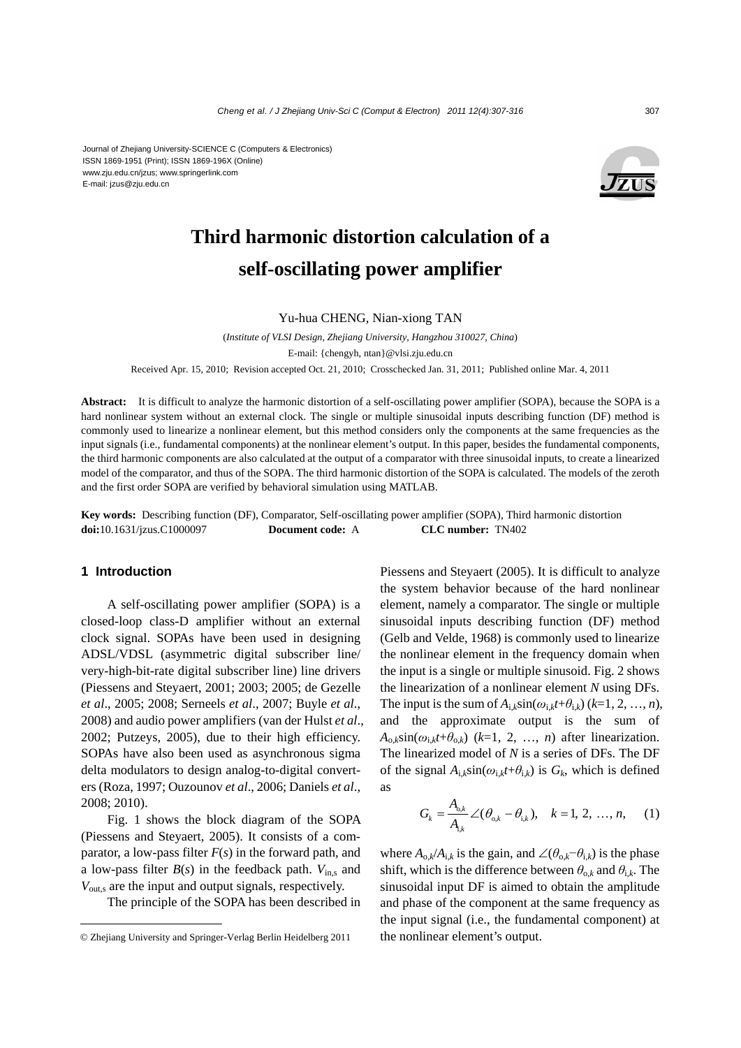Journal of Zhejiang University-SCIENCE C (Computers & Electronics)
ISSN 1869-1951 (Print); ISSN 1869-196X (Online)
www.zju.edu.cn/jzus; www.springerlink.com
E-mail: jzus@zju.edu.cn

# Third harmonic distortion calculation of a self-oscillating power amplifier

Yu-hua CHENG, Nian-xiong TAN

(*Institute of VLSI Design, Zhejiang University, Hangzhou 310027, China*)

E-mail: {chengyh, ntan}@vlsi.zju.edu.cn

Received Apr. 15, 2010; Revision accepted Oct. 21, 2010; Crosschecked Jan. 31, 2011; Published online Mar. 4, 2011

**Abstract:** It is difficult to analyze the harmonic distortion of a self-oscillating power amplifier (SOPA), because the SOPA is a hard nonlinear system without an external clock. The single or multiple sinusoidal inputs describing function (DF) method is commonly used to linearize a nonlinear element, but this method considers only the components at the same frequencies as the input signals (i.e., fundamental components) at the nonlinear element's output. In this paper, besides the fundamental components, the third harmonic components are also calculated at the output of a comparator with three sinusoidal inputs, to create a linearized model of the comparator, and thus of the SOPA. The third harmonic distortion of the SOPA is calculated. The models of the zeroth and the first order SOPA are verified by behavioral simulation using MATLAB.

**Key words:** Describing function (DF), Comparator, Self-oscillating power amplifier (SOPA), Third harmonic distortion
**doi:**10.1631/jzus.C1000097 **Document code:** A **CLC number:** TN402

## 1 Introduction

A self-oscillating power amplifier (SOPA) is a closed-loop class-D amplifier without an external clock signal. SOPAs have been used in designing ADSL/VDSL (asymmetric digital subscriber line/ very-high-bit-rate digital subscriber line) line drivers (Piessens and Steyaert, 2001; 2003; 2005; de Gezelle *et al*., 2005; 2008; Serneels *et al*., 2007; Buyle *et al*., 2008) and audio power amplifiers (van der Hulst *et al*., 2002; Putzeys, 2005), due to their high efficiency. SOPAs have also been used as asynchronous sigma delta modulators to design analog-to-digital converters (Roza, 1997; Ouzounov *et al*., 2006; Daniels *et al*., 2008; 2010).

Fig. 1 shows the block diagram of the SOPA (Piessens and Steyaert, 2005). It consists of a comparator, a low-pass filter $F(s)$ in the forward path, and a low-pass filter $B(s)$ in the feedback path. $V_{\mathrm{in,s}}$ and $V_{\mathrm{out,s}}$ are the input and output signals, respectively.

The principle of the SOPA has been described in Piessens and Steyaert (2005). It is difficult to analyze the system behavior because of the hard nonlinear element, namely a comparator. The single or multiple sinusoidal inputs describing function (DF) method (Gelb and Velde, 1968) is commonly used to linearize the nonlinear element in the frequency domain when the input is a single or multiple sinusoid. Fig. 2 shows the linearization of a nonlinear element $N$ using DFs. The input is the sum of $A_{\mathrm{i},k}\sin(\omega_{\mathrm{i},k}t+\theta_{\mathrm{i},k})$ ($k$=1, 2, …, $n$), and the approximate output is the sum of $A_{\mathrm{o},k}\sin(\omega_{\mathrm{i},k}t+\theta_{\mathrm{o},k})$ ($k$=1, 2, …, $n$) after linearization. The linearized model of $N$ is a series of DFs. The DF of the signal $A_{\mathrm{i},k}\sin(\omega_{\mathrm{i},k}t+\theta_{\mathrm{i},k})$ is $G_k$, which is defined as

$$G_k=\frac{A_{\mathrm{o},k}}{A_{\mathrm{i},k}}\angle(\theta_{\mathrm{o},k}-\theta_{\mathrm{i},k}),\quad k=1,\ 2,\ \ldots,\ n,\tag{1}$$

where $A_{\mathrm{o},k}/A_{\mathrm{i},k}$ is the gain, and $\angle(\theta_{\mathrm{o},k}-\theta_{\mathrm{i},k})$ is the phase shift, which is the difference between $\theta_{\mathrm{o},k}$ and $\theta_{\mathrm{i},k}$. The sinusoidal input DF is aimed to obtain the amplitude and phase of the component at the same frequency as the input signal (i.e., the fundamental component) at the nonlinear element's output.

© Zhejiang University and Springer-Verlag Berlin Heidelberg 2011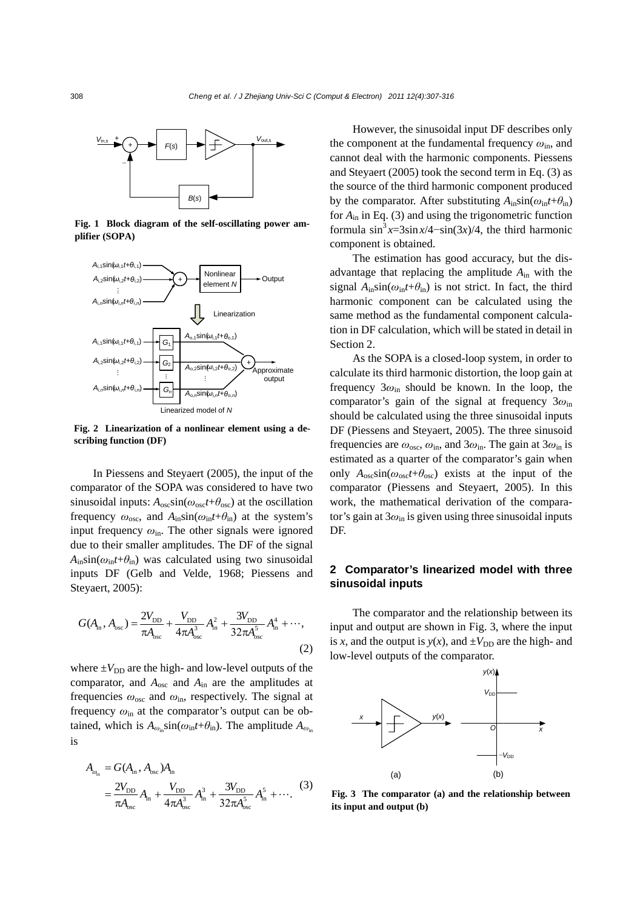**Fig. 1  Block diagram of the self-oscillating power amplifier (SOPA)**

**Fig. 2  Linearization of a nonlinear element using a describing function (DF)**

In Piessens and Steyaert (2005), the input of the comparator of the SOPA was considered to have two sinusoidal inputs: $A_{\rm osc}\sin(\omega_{\rm osc}t+\theta_{\rm osc})$ at the oscillation frequency $\omega_{\rm osc}$, and $A_{\rm in}\sin(\omega_{\rm in}t+\theta_{\rm in})$ at the system's input frequency $\omega_{\rm in}$. The other signals were ignored due to their smaller amplitudes. The DF of the signal $A_{\rm in}\sin(\omega_{\rm in}t+\theta_{\rm in})$ was calculated using two sinusoidal inputs DF (Gelb and Velde, 1968; Piessens and Steyaert, 2005):

$$G(A_{\rm in}, A_{\rm osc}) = \frac{2V_{\rm DD}}{\pi A_{\rm osc}} + \frac{V_{\rm DD}}{4\pi A_{\rm osc}^3}A_{\rm in}^2 + \frac{3V_{\rm DD}}{32\pi A_{\rm osc}^5}A_{\rm in}^4 + \cdots, \tag{2}$$

where $\pm V_{\rm DD}$ are the high- and low-level outputs of the comparator, and $A_{\rm osc}$ and $A_{\rm in}$ are the amplitudes at frequencies $\omega_{\rm osc}$ and $\omega_{\rm in}$, respectively. The signal at frequency $\omega_{\rm in}$ at the comparator's output can be obtained, which is $A_{\omega_{\rm in}}\sin(\omega_{\rm in}t+\theta_{\rm in})$. The amplitude $A_{\omega_{\rm in}}$ is

$$\begin{aligned} A_{\omega_{\rm in}} &= G(A_{\rm in}, A_{\rm osc})A_{\rm in} \\ &= \frac{2V_{\rm DD}}{\pi A_{\rm osc}}A_{\rm in} + \frac{V_{\rm DD}}{4\pi A_{\rm osc}^3}A_{\rm in}^3 + \frac{3V_{\rm DD}}{32\pi A_{\rm osc}^5}A_{\rm in}^5 + \cdots. \end{aligned} \tag{3}$$

However, the sinusoidal input DF describes only the component at the fundamental frequency $\omega_{\rm in}$, and cannot deal with the harmonic components. Piessens and Steyaert (2005) took the second term in Eq. (3) as the source of the third harmonic component produced by the comparator. After substituting $A_{\rm in}\sin(\omega_{\rm in}t+\theta_{\rm in})$ for $A_{\rm in}$ in Eq. (3) and using the trigonometric function formula $\sin^3x=3\sin x/4-\sin(3x)/4$, the third harmonic component is obtained.

The estimation has good accuracy, but the disadvantage that replacing the amplitude $A_{\rm in}$ with the signal $A_{\rm in}\sin(\omega_{\rm in}t+\theta_{\rm in})$ is not strict. In fact, the third harmonic component can be calculated using the same method as the fundamental component calculation in DF calculation, which will be stated in detail in Section 2.

As the SOPA is a closed-loop system, in order to calculate its third harmonic distortion, the loop gain at frequency $3\omega_{\rm in}$ should be known. In the loop, the comparator's gain of the signal at frequency $3\omega_{\rm in}$ should be calculated using the three sinusoidal inputs DF (Piessens and Steyaert, 2005). The three sinusoid frequencies are $\omega_{\rm osc}$, $\omega_{\rm in}$, and $3\omega_{\rm in}$. The gain at $3\omega_{\rm in}$ is estimated as a quarter of the comparator's gain when only $A_{\rm osc}\sin(\omega_{\rm osc}t+\theta_{\rm osc})$ exists at the input of the comparator (Piessens and Steyaert, 2005). In this work, the mathematical derivation of the comparator's gain at $3\omega_{\rm in}$ is given using three sinusoidal inputs DF.

## 2 Comparator's linearized model with three sinusoidal inputs

The comparator and the relationship between its input and output are shown in Fig. 3, where the input is $x$, and the output is $y(x)$, and $\pm V_{\rm DD}$ are the high- and low-level outputs of the comparator.

**Fig. 3  The comparator (a) and the relationship between its input and output (b)**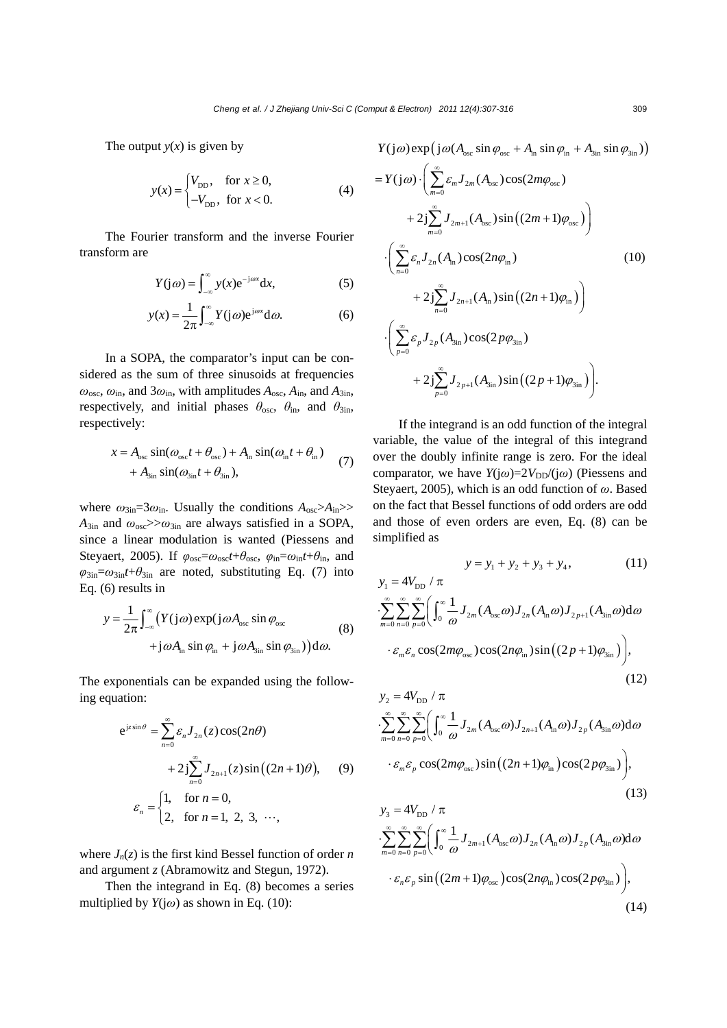The output $y(x)$ is given by

$$y(x)=\begin{cases}V_{\mathrm{DD}}, & \text{for } x\geq 0,\\ -V_{\mathrm{DD}}, & \text{for } x<0.\end{cases} \tag{4}$$

The Fourier transform and the inverse Fourier transform are

$$Y(\mathrm{j}\omega)=\int_{-\infty}^{\infty} y(x)\mathrm{e}^{-\mathrm{j}\omega x}\mathrm{d}x, \tag{5}$$

$$y(x)=\frac{1}{2\pi}\int_{-\infty}^{\infty} Y(\mathrm{j}\omega)\mathrm{e}^{\mathrm{j}\omega x}\mathrm{d}\omega. \tag{6}$$

In a SOPA, the comparator's input can be considered as the sum of three sinusoids at frequencies $\omega_{\mathrm{osc}}$, $\omega_{\mathrm{in}}$, and $3\omega_{\mathrm{in}}$, with amplitudes $A_{\mathrm{osc}}$, $A_{\mathrm{in}}$, and $A_{3\mathrm{in}}$, respectively, and initial phases $\theta_{\mathrm{osc}}$, $\theta_{\mathrm{in}}$, and $\theta_{3\mathrm{in}}$, respectively:

$$x=A_{\mathrm{osc}}\sin(\omega_{\mathrm{osc}}t+\theta_{\mathrm{osc}})+A_{\mathrm{in}}\sin(\omega_{\mathrm{in}}t+\theta_{\mathrm{in}}) + A_{3\mathrm{in}}\sin(\omega_{3\mathrm{in}}t+\theta_{3\mathrm{in}}), \tag{7}$$

where $\omega_{3\mathrm{in}}=3\omega_{\mathrm{in}}$. Usually the conditions $A_{\mathrm{osc}}>A_{\mathrm{in}}>>A_{3\mathrm{in}}$ and $\omega_{\mathrm{osc}}>>\omega_{3\mathrm{in}}$ are always satisfied in a SOPA, since a linear modulation is wanted (Piessens and Steyaert, 2005). If $\varphi_{\mathrm{osc}}=\omega_{\mathrm{osc}}t+\theta_{\mathrm{osc}}$, $\varphi_{\mathrm{in}}=\omega_{\mathrm{in}}t+\theta_{\mathrm{in}}$, and $\varphi_{3\mathrm{in}}=\omega_{3\mathrm{in}}t+\theta_{3\mathrm{in}}$ are noted, substituting Eq. (7) into Eq. (6) results in

$$y=\frac{1}{2\pi}\int_{-\infty}^{\infty}\big(Y(\mathrm{j}\omega)\exp(\mathrm{j}\omega A_{\mathrm{osc}}\sin\varphi_{\mathrm{osc}} +\mathrm{j}\omega A_{\mathrm{in}}\sin\varphi_{\mathrm{in}}+\mathrm{j}\omega A_{3\mathrm{in}}\sin\varphi_{3\mathrm{in}})\big)\mathrm{d}\omega. \tag{8}$$

The exponentials can be expanded using the following equation:

$$\mathrm{e}^{\mathrm{j}z\sin\theta}=\sum_{n=0}^{\infty}\varepsilon_n J_{2n}(z)\cos(2n\theta) +2\mathrm{j}\sum_{n=0}^{\infty}J_{2n+1}(z)\sin\big((2n+1)\theta\big), \tag{9}$$

$$\varepsilon_n=\begin{cases}1, & \text{for } n=0,\\ 2, & \text{for } n=1,\ 2,\ 3,\ \cdots,\end{cases}$$

where $J_n(z)$ is the first kind Bessel function of order $n$ and argument $z$ (Abramowitz and Stegun, 1972).

Then the integrand in Eq. (8) becomes a series multiplied by $Y(\mathrm{j}\omega)$ as shown in Eq. (10):

$$\begin{aligned}
&Y(\mathrm{j}\omega)\exp\big(\mathrm{j}\omega(A_{\mathrm{osc}}\sin\varphi_{\mathrm{osc}}+A_{\mathrm{in}}\sin\varphi_{\mathrm{in}}+A_{3\mathrm{in}}\sin\varphi_{3\mathrm{in}})\big)\\
&=Y(\mathrm{j}\omega)\cdot\left(\sum_{m=0}^{\infty}\varepsilon_m J_{2m}(A_{\mathrm{osc}})\cos(2m\varphi_{\mathrm{osc}}) +2\mathrm{j}\sum_{m=0}^{\infty}J_{2m+1}(A_{\mathrm{osc}})\sin\big((2m+1)\varphi_{\mathrm{osc}}\big)\right)\\
&\cdot\left(\sum_{n=0}^{\infty}\varepsilon_n J_{2n}(A_{\mathrm{in}})\cos(2n\varphi_{\mathrm{in}}) +2\mathrm{j}\sum_{n=0}^{\infty}J_{2n+1}(A_{\mathrm{in}})\sin\big((2n+1)\varphi_{\mathrm{in}}\big)\right)\\
&\cdot\left(\sum_{p=0}^{\infty}\varepsilon_p J_{2p}(A_{3\mathrm{in}})\cos(2p\varphi_{3\mathrm{in}}) +2\mathrm{j}\sum_{p=0}^{\infty}J_{2p+1}(A_{3\mathrm{in}})\sin\big((2p+1)\varphi_{3\mathrm{in}}\big)\right).
\end{aligned} \tag{10}$$

If the integrand is an odd function of the integral variable, the value of the integral of this integrand over the doubly infinite range is zero. For the ideal comparator, we have $Y(\mathrm{j}\omega)=2V_{\mathrm{DD}}/(\mathrm{j}\omega)$ (Piessens and Steyaert, 2005), which is an odd function of $\omega$. Based on the fact that Bessel functions of odd orders are odd and those of even orders are even, Eq. (8) can be simplified as

$$y=y_1+y_2+y_3+y_4, \tag{11}$$

$$\begin{aligned}
y_1&=4V_{\mathrm{DD}}/\pi\\
&\cdot\sum_{m=0}^{\infty}\sum_{n=0}^{\infty}\sum_{p=0}^{\infty}\left(\int_0^{\infty}\frac{1}{\omega}J_{2m}(A_{\mathrm{osc}}\omega)J_{2n}(A_{\mathrm{in}}\omega)J_{2p+1}(A_{3\mathrm{in}}\omega)\mathrm{d}\omega \cdot\varepsilon_m\varepsilon_n\cos(2m\varphi_{\mathrm{osc}})\cos(2n\varphi_{\mathrm{in}})\sin\big((2p+1)\varphi_{3\mathrm{in}}\big)\right),
\end{aligned} \tag{12}$$

$$\begin{aligned}
y_2&=4V_{\mathrm{DD}}/\pi\\
&\cdot\sum_{m=0}^{\infty}\sum_{n=0}^{\infty}\sum_{p=0}^{\infty}\left(\int_0^{\infty}\frac{1}{\omega}J_{2m}(A_{\mathrm{osc}}\omega)J_{2n+1}(A_{\mathrm{in}}\omega)J_{2p}(A_{3\mathrm{in}}\omega)\mathrm{d}\omega \cdot\varepsilon_m\varepsilon_p\cos(2m\varphi_{\mathrm{osc}})\sin\big((2n+1)\varphi_{\mathrm{in}}\big)\cos(2p\varphi_{3\mathrm{in}})\right),
\end{aligned} \tag{13}$$

$$\begin{aligned}
y_3&=4V_{\mathrm{DD}}/\pi\\
&\cdot\sum_{m=0}^{\infty}\sum_{n=0}^{\infty}\sum_{p=0}^{\infty}\left(\int_0^{\infty}\frac{1}{\omega}J_{2m+1}(A_{\mathrm{osc}}\omega)J_{2n}(A_{\mathrm{in}}\omega)J_{2p}(A_{3\mathrm{in}}\omega)\mathrm{d}\omega \cdot\varepsilon_n\varepsilon_p\sin\big((2m+1)\varphi_{\mathrm{osc}}\big)\cos(2n\varphi_{\mathrm{in}})\cos(2p\varphi_{3\mathrm{in}})\right),
\end{aligned} \tag{14}$$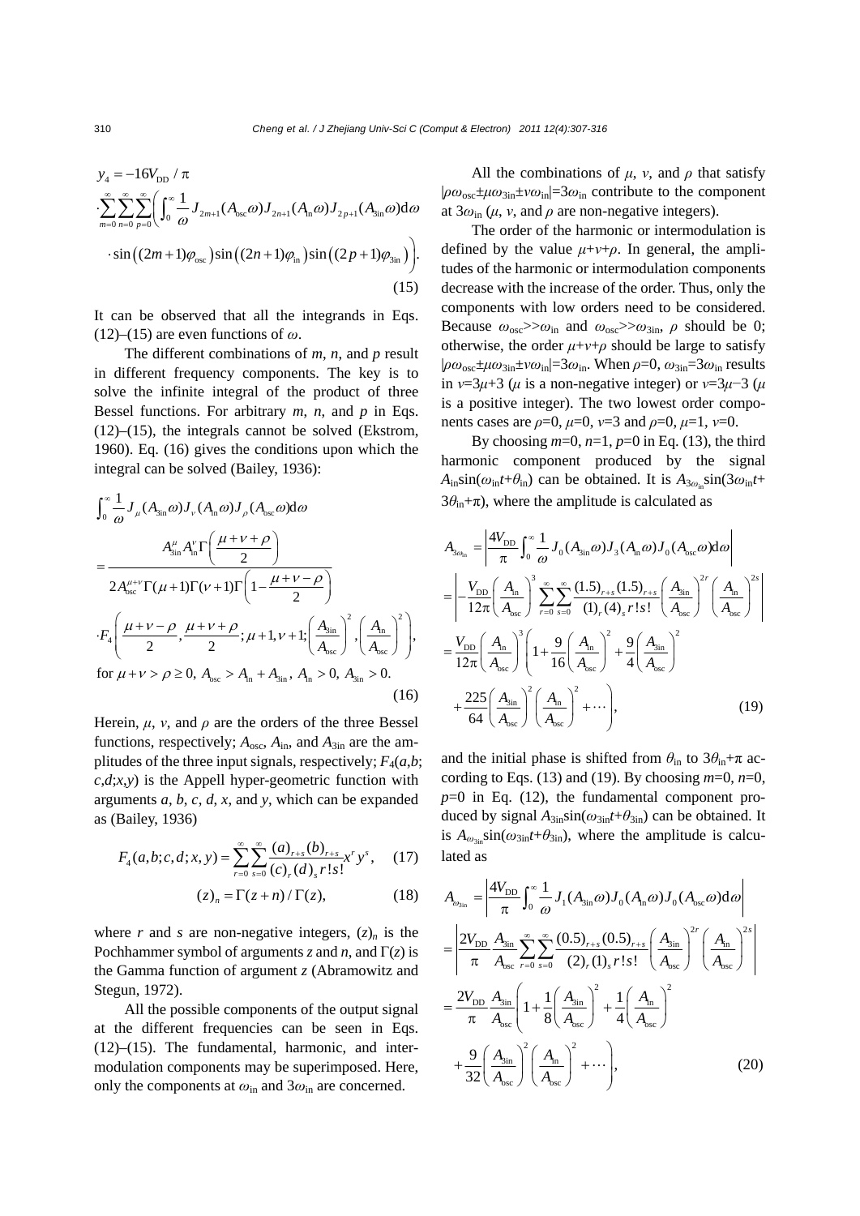$$y_4 = -16V_{\text{DD}} / \pi$$
$$\cdot \sum_{m=0}^{\infty}\sum_{n=0}^{\infty}\sum_{p=0}^{\infty}\left(\int_0^{\infty}\frac{1}{\omega}J_{2m+1}(A_{\text{osc}}\omega)J_{2n+1}(A_{\text{in}}\omega)J_{2p+1}(A_{3\text{in}}\omega)\text{d}\omega\right.$$
$$\left.\cdot\sin\left((2m+1)\varphi_{\text{osc}}\right)\sin\left((2n+1)\varphi_{\text{in}}\right)\sin\left((2p+1)\varphi_{3\text{in}}\right)\right). \tag{15}$$

It can be observed that all the integrands in Eqs. (12)–(15) are even functions of $\omega$.

The different combinations of $m$, $n$, and $p$ result in different frequency components. The key is to solve the infinite integral of the product of three Bessel functions. For arbitrary $m$, $n$, and $p$ in Eqs. (12)–(15), the integrals cannot be solved (Ekstrom, 1960). Eq. (16) gives the conditions upon which the integral can be solved (Bailey, 1936):

$$\int_0^{\infty}\frac{1}{\omega}J_{\mu}(A_{3\text{in}}\omega)J_{\nu}(A_{\text{in}}\omega)J_{\rho}(A_{\text{osc}}\omega)\text{d}\omega$$
$$=\frac{A_{3\text{in}}^{\mu}A_{\text{in}}^{\nu}\Gamma\left(\dfrac{\mu+\nu+\rho}{2}\right)}{2A_{\text{osc}}^{\mu+\nu}\Gamma(\mu+1)\Gamma(\nu+1)\Gamma\left(1-\dfrac{\mu+\nu-\rho}{2}\right)}$$
$$\cdot F_4\left(\frac{\mu+\nu-\rho}{2},\frac{\mu+\nu+\rho}{2};\mu+1,\nu+1;\left(\frac{A_{3\text{in}}}{A_{\text{osc}}}\right)^2,\left(\frac{A_{\text{in}}}{A_{\text{osc}}}\right)^2\right),$$
$$\text{for } \mu+\nu>\rho\geq 0,\ A_{\text{osc}}>A_{\text{in}}+A_{3\text{in}},\ A_{\text{in}}>0,\ A_{3\text{in}}>0. \tag{16}$$

Herein, $\mu$, $\nu$, and $\rho$ are the orders of the three Bessel functions, respectively; $A_{\text{osc}}$, $A_{\text{in}}$, and $A_{3\text{in}}$ are the amplitudes of the three input signals, respectively; $F_4(a,b;c,d;x,y)$ is the Appell hyper-geometric function with arguments $a$, $b$, $c$, $d$, $x$, and $y$, which can be expanded as (Bailey, 1936)

$$F_4(a,b;c,d;x,y)=\sum_{r=0}^{\infty}\sum_{s=0}^{\infty}\frac{(a)_{r+s}(b)_{r+s}}{(c)_r(d)_s r!s!}x^r y^s, \tag{17}$$

$$(z)_n=\Gamma(z+n)/\Gamma(z), \tag{18}$$

where $r$ and $s$ are non-negative integers, $(z)_n$ is the Pochhammer symbol of arguments $z$ and $n$, and $\Gamma(z)$ is the Gamma function of argument $z$ (Abramowitz and Stegun, 1972).

All the possible components of the output signal at the different frequencies can be seen in Eqs. (12)–(15). The fundamental, harmonic, and intermodulation components may be superimposed. Here, only the components at $\omega_{\text{in}}$ and $3\omega_{\text{in}}$ are concerned.

All the combinations of $\mu$, $\nu$, and $\rho$ that satisfy $|\rho\omega_{\text{osc}}\pm\mu\omega_{3\text{in}}\pm\nu\omega_{\text{in}}|=3\omega_{\text{in}}$ contribute to the component at $3\omega_{\text{in}}$ ($\mu$, $\nu$, and $\rho$ are non-negative integers).

The order of the harmonic or intermodulation is defined by the value $\mu+\nu+\rho$. In general, the amplitudes of the harmonic or intermodulation components decrease with the increase of the order. Thus, only the components with low orders need to be considered. Because $\omega_{\text{osc}}>>\omega_{\text{in}}$ and $\omega_{\text{osc}}>>\omega_{3\text{in}}$, $\rho$ should be 0; otherwise, the order $\mu+\nu+\rho$ should be large to satisfy $|\rho\omega_{\text{osc}}\pm\mu\omega_{3\text{in}}\pm\nu\omega_{\text{in}}|=3\omega_{\text{in}}$. When $\rho=0$, $\omega_{3\text{in}}=3\omega_{\text{in}}$ results in $\nu=3\mu+3$ ($\mu$ is a non-negative integer) or $\nu=3\mu-3$ ($\mu$ is a positive integer). The two lowest order components cases are $\rho=0$, $\mu=0$, $\nu=3$ and $\rho=0$, $\mu=1$, $\nu=0$.

By choosing $m=0$, $n=1$, $p=0$ in Eq. (13), the third harmonic component produced by the signal $A_{\text{in}}\sin(\omega_{\text{in}}t+\theta_{\text{in}})$ can be obtained. It is $A_{3\omega_{\text{in}}}\sin(3\omega_{\text{in}}t+3\theta_{\text{in}}+\pi)$, where the amplitude is calculated as

$$A_{3\omega_{\text{in}}}=\left|\frac{4V_{\text{DD}}}{\pi}\int_0^{\infty}\frac{1}{\omega}J_0(A_{3\text{in}}\omega)J_3(A_{\text{in}}\omega)J_0(A_{\text{osc}}\omega)\text{d}\omega\right|$$
$$=\left|-\frac{V_{\text{DD}}}{12\pi}\left(\frac{A_{\text{in}}}{A_{\text{osc}}}\right)^3\sum_{r=0}^{\infty}\sum_{s=0}^{\infty}\frac{(1.5)_{r+s}(1.5)_{r+s}}{(1)_r(4)_s r!s!}\left(\frac{A_{3\text{in}}}{A_{\text{osc}}}\right)^{2r}\left(\frac{A_{\text{in}}}{A_{\text{osc}}}\right)^{2s}\right|$$
$$=\frac{V_{\text{DD}}}{12\pi}\left(\frac{A_{\text{in}}}{A_{\text{osc}}}\right)^3\left(1+\frac{9}{16}\left(\frac{A_{\text{in}}}{A_{\text{osc}}}\right)^2+\frac{9}{4}\left(\frac{A_{3\text{in}}}{A_{\text{osc}}}\right)^2\right.$$
$$\left.+\frac{225}{64}\left(\frac{A_{3\text{in}}}{A_{\text{osc}}}\right)^2\left(\frac{A_{\text{in}}}{A_{\text{osc}}}\right)^2+\cdots\right), \tag{19}$$

and the initial phase is shifted from $\theta_{\text{in}}$ to $3\theta_{\text{in}}+\pi$ according to Eqs. (13) and (19). By choosing $m=0$, $n=0$, $p=0$ in Eq. (12), the fundamental component produced by signal $A_{3\text{in}}\sin(\omega_{3\text{in}}t+\theta_{3\text{in}})$ can be obtained. It is $A_{\omega_{3\text{in}}}\sin(\omega_{3\text{in}}t+\theta_{3\text{in}})$, where the amplitude is calculated as

$$A_{\omega_{3\text{in}}}=\left|\frac{4V_{\text{DD}}}{\pi}\int_0^{\infty}\frac{1}{\omega}J_1(A_{3\text{in}}\omega)J_0(A_{\text{in}}\omega)J_0(A_{\text{osc}}\omega)\text{d}\omega\right|$$
$$=\left|\frac{2V_{\text{DD}}}{\pi}\frac{A_{3\text{in}}}{A_{\text{osc}}}\sum_{r=0}^{\infty}\sum_{s=0}^{\infty}\frac{(0.5)_{r+s}(0.5)_{r+s}}{(2)_r(1)_s r!s!}\left(\frac{A_{3\text{in}}}{A_{\text{osc}}}\right)^{2r}\left(\frac{A_{\text{in}}}{A_{\text{osc}}}\right)^{2s}\right|$$
$$=\frac{2V_{\text{DD}}}{\pi}\frac{A_{3\text{in}}}{A_{\text{osc}}}\left(1+\frac{1}{8}\left(\frac{A_{3\text{in}}}{A_{\text{osc}}}\right)^2+\frac{1}{4}\left(\frac{A_{\text{in}}}{A_{\text{osc}}}\right)^2\right.$$
$$\left.+\frac{9}{32}\left(\frac{A_{3\text{in}}}{A_{\text{osc}}}\right)^2\left(\frac{A_{\text{in}}}{A_{\text{osc}}}\right)^2+\cdots\right), \tag{20}$$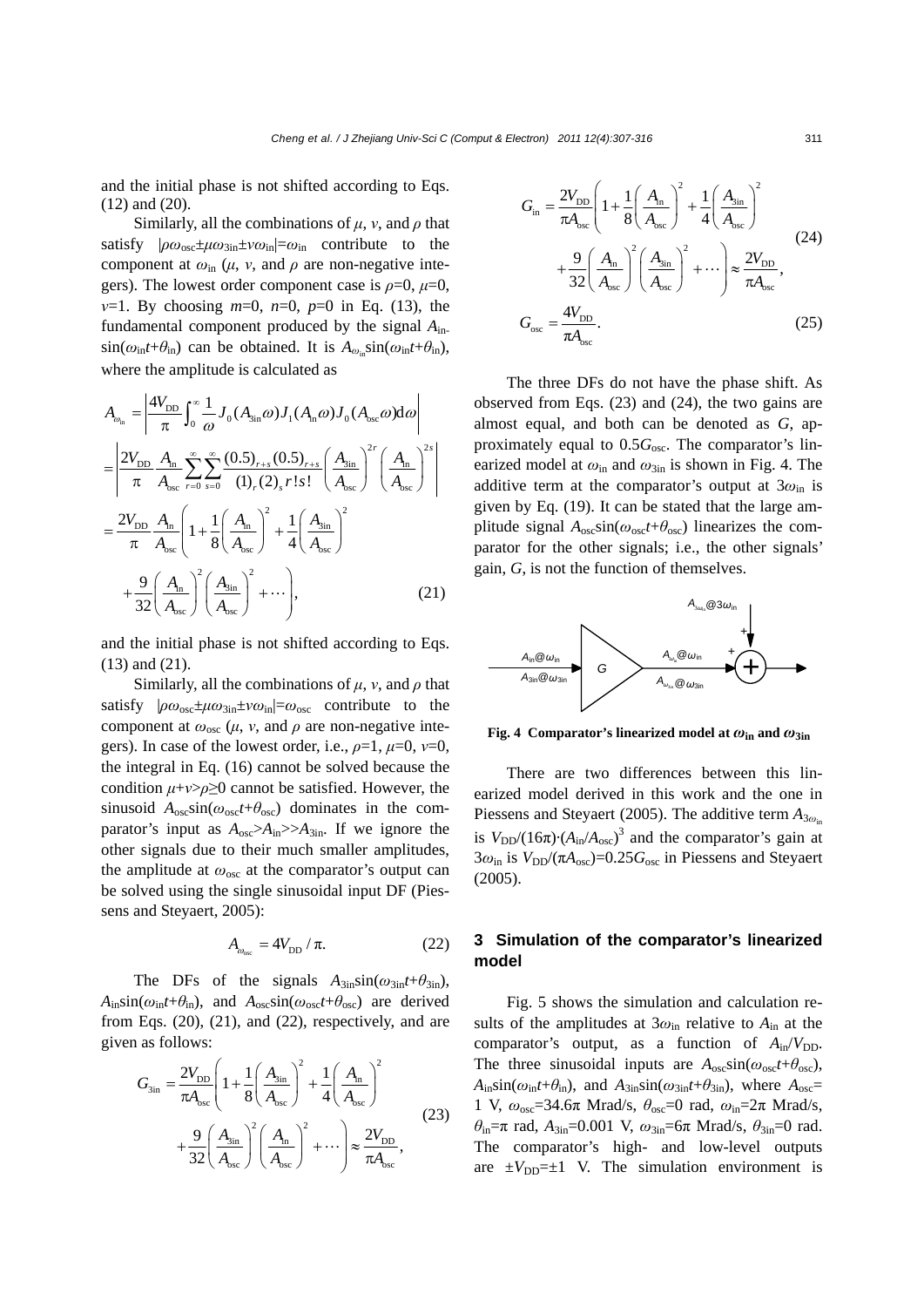and the initial phase is not shifted according to Eqs. (12) and (20).

Similarly, all the combinations of $\mu$, $\nu$, and $\rho$ that satisfy $|\rho\omega_{\rm osc}\pm\mu\omega_{\rm 3in}\pm\nu\omega_{\rm in}|=\omega_{\rm in}$ contribute to the component at $\omega_{\rm in}$ ($\mu$, $\nu$, and $\rho$ are non-negative integers). The lowest order component case is $\rho=0$, $\mu=0$, $\nu=1$. By choosing $m=0$, $n=0$, $p=0$ in Eq. (13), the fundamental component produced by the signal $A_{\rm in}\sin(\omega_{\rm in}t+\theta_{\rm in})$ can be obtained. It is $A_{\omega_{\rm in}}\sin(\omega_{\rm in}t+\theta_{\rm in})$, where the amplitude is calculated as

$$
\begin{aligned}
A_{\omega_{\rm in}} &= \left|\frac{4V_{\rm DD}}{\pi}\int_0^\infty \frac{1}{\omega}J_0(A_{\rm 3in}\omega)J_1(A_{\rm in}\omega)J_0(A_{\rm osc}\omega){\rm d}\omega\right| \\
&= \left|\frac{2V_{\rm DD}}{\pi}\frac{A_{\rm in}}{A_{\rm osc}}\sum_{r=0}^{\infty}\sum_{s=0}^{\infty}\frac{(0.5)_{r+s}(0.5)_{r+s}}{(1)_r(2)_s r!s!}\left(\frac{A_{\rm 3in}}{A_{\rm osc}}\right)^{2r}\left(\frac{A_{\rm in}}{A_{\rm osc}}\right)^{2s}\right| \\
&= \frac{2V_{\rm DD}}{\pi}\frac{A_{\rm in}}{A_{\rm osc}}\left(1+\frac{1}{8}\left(\frac{A_{\rm in}}{A_{\rm osc}}\right)^2+\frac{1}{4}\left(\frac{A_{\rm 3in}}{A_{\rm osc}}\right)^2\right. \\
&\quad \left.+\frac{9}{32}\left(\frac{A_{\rm in}}{A_{\rm osc}}\right)^2\left(\frac{A_{\rm 3in}}{A_{\rm osc}}\right)^2+\cdots\right),
\end{aligned}
\tag{21}
$$

and the initial phase is not shifted according to Eqs. (13) and (21).

Similarly, all the combinations of $\mu$, $\nu$, and $\rho$ that satisfy $|\rho\omega_{\rm osc}\pm\mu\omega_{\rm 3in}\pm\nu\omega_{\rm in}|=\omega_{\rm osc}$ contribute to the component at $\omega_{\rm osc}$ ($\mu$, $\nu$, and $\rho$ are non-negative integers). In case of the lowest order, i.e., $\rho=1$, $\mu=0$, $\nu=0$, the integral in Eq. (16) cannot be solved because the condition $\mu+\nu>\rho\geq0$ cannot be satisfied. However, the sinusoid $A_{\rm osc}\sin(\omega_{\rm osc}t+\theta_{\rm osc})$ dominates in the comparator's input as $A_{\rm osc}>A_{\rm in}>>A_{\rm 3in}$. If we ignore the other signals due to their much smaller amplitudes, the amplitude at $\omega_{\rm osc}$ at the comparator's output can be solved using the single sinusoidal input DF (Piessens and Steyaert, 2005):

$$
A_{\omega_{\rm osc}} = 4V_{\rm DD}/\pi. \tag{22}
$$

The DFs of the signals $A_{\rm 3in}\sin(\omega_{\rm 3in}t+\theta_{\rm 3in})$, $A_{\rm in}\sin(\omega_{\rm in}t+\theta_{\rm in})$, and $A_{\rm osc}\sin(\omega_{\rm osc}t+\theta_{\rm osc})$ are derived from Eqs. (20), (21), and (22), respectively, and are given as follows:

$$
\begin{aligned}
G_{\rm 3in} &= \frac{2V_{\rm DD}}{\pi A_{\rm osc}}\left(1+\frac{1}{8}\left(\frac{A_{\rm 3in}}{A_{\rm osc}}\right)^2+\frac{1}{4}\left(\frac{A_{\rm in}}{A_{\rm osc}}\right)^2\right. \\
&\quad \left.+\frac{9}{32}\left(\frac{A_{\rm 3in}}{A_{\rm osc}}\right)^2\left(\frac{A_{\rm in}}{A_{\rm osc}}\right)^2+\cdots\right)\approx\frac{2V_{\rm DD}}{\pi A_{\rm osc}},
\end{aligned}
\tag{23}
$$

$$
\begin{aligned}
G_{\rm in} &= \frac{2V_{\rm DD}}{\pi A_{\rm osc}}\left(1+\frac{1}{8}\left(\frac{A_{\rm in}}{A_{\rm osc}}\right)^2+\frac{1}{4}\left(\frac{A_{\rm 3in}}{A_{\rm osc}}\right)^2\right. \\
&\quad \left.+\frac{9}{32}\left(\frac{A_{\rm in}}{A_{\rm osc}}\right)^2\left(\frac{A_{\rm 3in}}{A_{\rm osc}}\right)^2+\cdots\right)\approx\frac{2V_{\rm DD}}{\pi A_{\rm osc}},
\end{aligned}
\tag{24}
$$

$$
G_{\rm osc} = \frac{4V_{\rm DD}}{\pi A_{\rm osc}}. \tag{25}
$$

The three DFs do not have the phase shift. As observed from Eqs. (23) and (24), the two gains are almost equal, and both can be denoted as $G$, approximately equal to $0.5G_{\rm osc}$. The comparator's linearized model at $\omega_{\rm in}$ and $\omega_{\rm 3in}$ is shown in Fig. 4. The additive term at the comparator's output at $3\omega_{\rm in}$ is given by Eq. (19). It can be stated that the large amplitude signal $A_{\rm osc}\sin(\omega_{\rm osc}t+\theta_{\rm osc})$ linearizes the comparator for the other signals; i.e., the other signals' gain, $G$, is not the function of themselves.

**Fig. 4 Comparator's linearized model at $\omega_{\rm in}$ and $\omega_{\rm 3in}$**

There are two differences between this linearized model derived in this work and the one in Piessens and Steyaert (2005). The additive term $A_{3\omega_{\rm in}}$ is $V_{\rm DD}/(16\pi)\cdot(A_{\rm in}/A_{\rm osc})^3$ and the comparator's gain at $3\omega_{\rm in}$ is $V_{\rm DD}/(\pi A_{\rm osc})=0.25G_{\rm osc}$ in Piessens and Steyaert (2005).

## 3 Simulation of the comparator's linearized model

Fig. 5 shows the simulation and calculation results of the amplitudes at $3\omega_{\rm in}$ relative to $A_{\rm in}$ at the comparator's output, as a function of $A_{\rm in}/V_{\rm DD}$. The three sinusoidal inputs are $A_{\rm osc}\sin(\omega_{\rm osc}t+\theta_{\rm osc})$, $A_{\rm in}\sin(\omega_{\rm in}t+\theta_{\rm in})$, and $A_{\rm 3in}\sin(\omega_{\rm 3in}t+\theta_{\rm 3in})$, where $A_{\rm osc}=1$ V, $\omega_{\rm osc}=34.6\pi$ Mrad/s, $\theta_{\rm osc}=0$ rad, $\omega_{\rm in}=2\pi$ Mrad/s, $\theta_{\rm in}=\pi$ rad, $A_{\rm 3in}=0.001$ V, $\omega_{\rm 3in}=6\pi$ Mrad/s, $\theta_{\rm 3in}=0$ rad. The comparator's high- and low-level outputs are $\pm V_{\rm DD}=\pm1$ V. The simulation environment is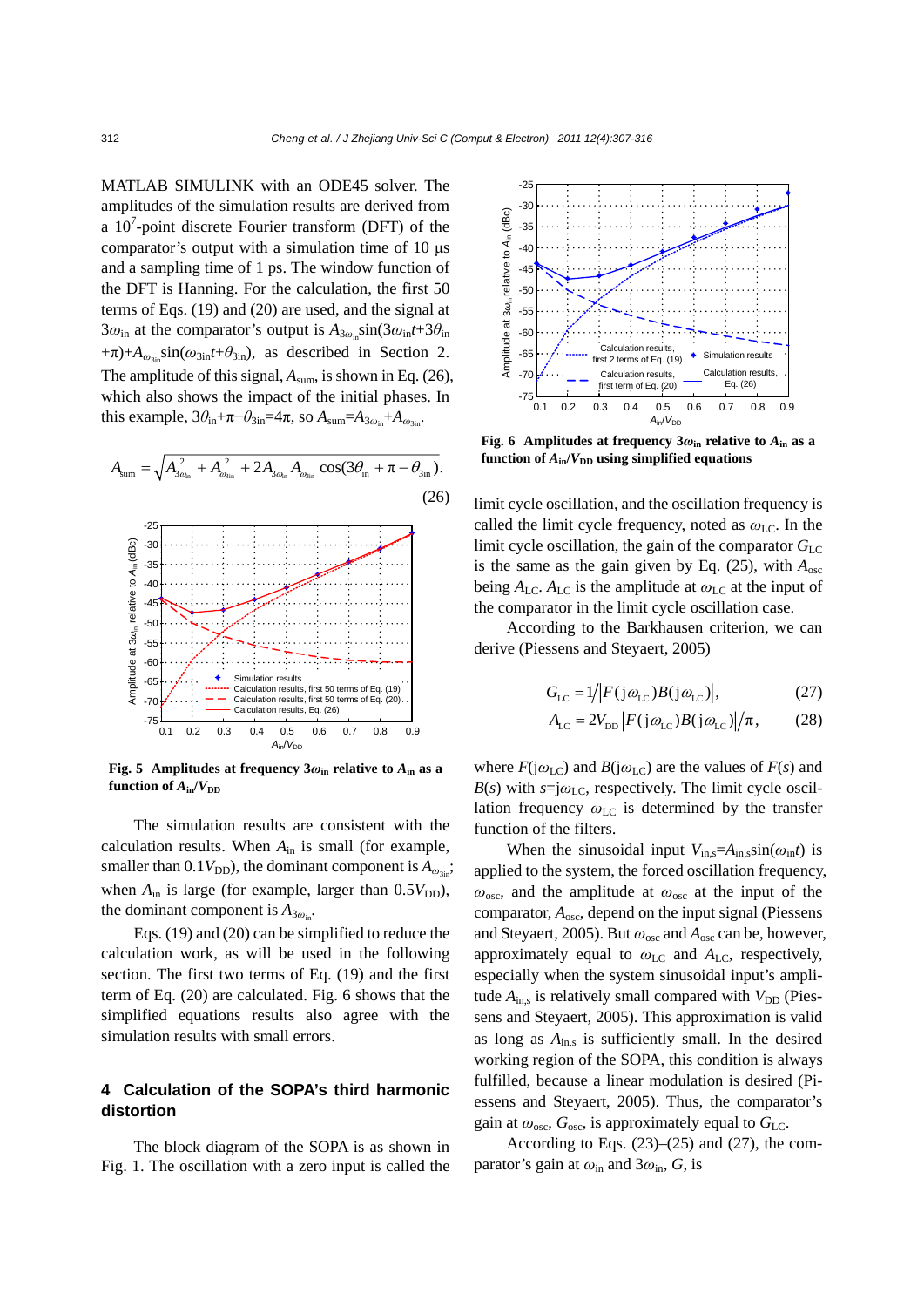MATLAB SIMULINK with an ODE45 solver. The amplitudes of the simulation results are derived from a $10^7$-point discrete Fourier transform (DFT) of the comparator's output with a simulation time of 10 μs and a sampling time of 1 ps. The window function of the DFT is Hanning. For the calculation, the first 50 terms of Eqs. (19) and (20) are used, and the signal at $3\omega_{\text{in}}$ at the comparator's output is $A_{3\omega_{\text{in}}}\sin(3\omega_{\text{in}}t+3\theta_{\text{in}}+\pi)+A_{\omega_{3\text{in}}}\sin(\omega_{3\text{in}}t+\theta_{3\text{in}})$, as described in Section 2. The amplitude of this signal, $A_{\text{sum}}$, is shown in Eq. (26), which also shows the impact of the initial phases. In this example, $3\theta_{\text{in}}+\pi-\theta_{3\text{in}}=4\pi$, so $A_{\text{sum}}=A_{3\omega_{\text{in}}}+A_{\omega_{3\text{in}}}$.

$$A_{\text{sum}}=\sqrt{A_{3\omega_{\text{in}}}^2+A_{\omega_{3\text{in}}}^2+2A_{3\omega_{\text{in}}}A_{\omega_{3\text{in}}}\cos(3\theta_{\text{in}}+\pi-\theta_{3\text{in}})}. \tag{26}$$

**Fig. 5 Amplitudes at frequency $3\omega_{\text{in}}$ relative to $A_{\text{in}}$ as a function of $A_{\text{in}}/V_{\text{DD}}$**

The simulation results are consistent with the calculation results. When $A_{\text{in}}$ is small (for example, smaller than $0.1V_{\text{DD}}$), the dominant component is $A_{\omega_{3\text{in}}}$; when $A_{\text{in}}$ is large (for example, larger than $0.5V_{\text{DD}}$), the dominant component is $A_{3\omega_{\text{in}}}$.

Eqs. (19) and (20) can be simplified to reduce the calculation work, as will be used in the following section. The first two terms of Eq. (19) and the first term of Eq. (20) are calculated. Fig. 6 shows that the simplified equations results also agree with the simulation results with small errors.

## 4 Calculation of the SOPA's third harmonic distortion

The block diagram of the SOPA is as shown in Fig. 1. The oscillation with a zero input is called the limit cycle oscillation, and the oscillation frequency is called the limit cycle frequency, noted as $\omega_{\text{LC}}$. In the limit cycle oscillation, the gain of the comparator $G_{\text{LC}}$ is the same as the gain given by Eq. (25), with $A_{\text{osc}}$ being $A_{\text{LC}}$. $A_{\text{LC}}$ is the amplitude at $\omega_{\text{LC}}$ at the input of the comparator in the limit cycle oscillation case.

**Fig. 6 Amplitudes at frequency $3\omega_{\text{in}}$ relative to $A_{\text{in}}$ as a function of $A_{\text{in}}/V_{\text{DD}}$ using simplified equations**

According to the Barkhausen criterion, we can derive (Piessens and Steyaert, 2005)

$$G_{\text{LC}}=1/\left|F(\text{j}\omega_{\text{LC}})B(\text{j}\omega_{\text{LC}})\right|, \tag{27}$$

$$A_{\text{LC}}=2V_{\text{DD}}\left|F(\text{j}\omega_{\text{LC}})B(\text{j}\omega_{\text{LC}})\right|/\pi, \tag{28}$$

where $F(\text{j}\omega_{\text{LC}})$ and $B(\text{j}\omega_{\text{LC}})$ are the values of $F(s)$ and $B(s)$ with $s=\text{j}\omega_{\text{LC}}$, respectively. The limit cycle oscillation frequency $\omega_{\text{LC}}$ is determined by the transfer function of the filters.

When the sinusoidal input $V_{\text{in,s}}=A_{\text{in,s}}\sin(\omega_{\text{in}}t)$ is applied to the system, the forced oscillation frequency, $\omega_{\text{osc}}$, and the amplitude at $\omega_{\text{osc}}$ at the input of the comparator, $A_{\text{osc}}$, depend on the input signal (Piessens and Steyaert, 2005). But $\omega_{\text{osc}}$ and $A_{\text{osc}}$ can be, however, approximately equal to $\omega_{\text{LC}}$ and $A_{\text{LC}}$, respectively, especially when the system sinusoidal input's amplitude $A_{\text{in,s}}$ is relatively small compared with $V_{\text{DD}}$ (Piessens and Steyaert, 2005). This approximation is valid as long as $A_{\text{in,s}}$ is sufficiently small. In the desired working region of the SOPA, this condition is always fulfilled, because a linear modulation is desired (Piessens and Steyaert, 2005). Thus, the comparator's gain at $\omega_{\text{osc}}$, $G_{\text{osc}}$, is approximately equal to $G_{\text{LC}}$.

According to Eqs. (23)–(25) and (27), the comparator's gain at $\omega_{\text{in}}$ and $3\omega_{\text{in}}$, $G$, is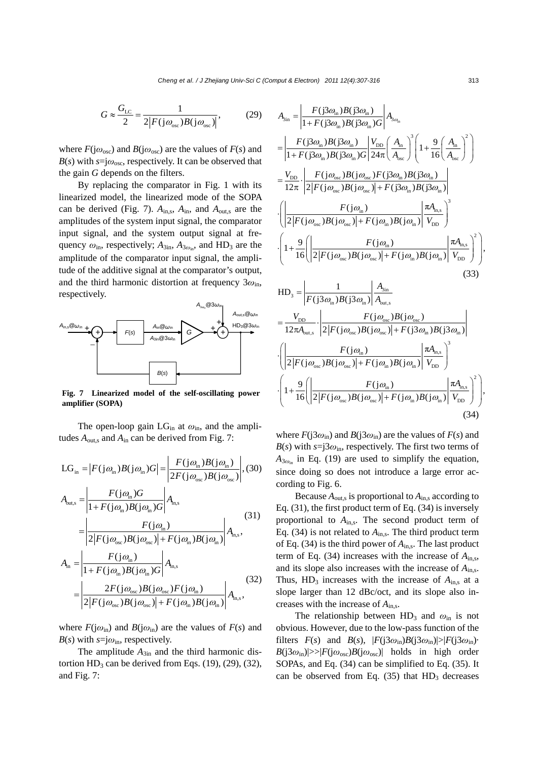$$G \approx \frac{G_{\mathrm{LC}}}{2} = \frac{1}{2\left|F(\mathrm{j}\omega_{\mathrm{osc}})B(\mathrm{j}\omega_{\mathrm{osc}})\right|}, \tag{29}$$

where $F(\mathrm{j}\omega_{\mathrm{osc}})$ and $B(\mathrm{j}\omega_{\mathrm{osc}})$ are the values of $F(s)$ and $B(s)$ with $s=\mathrm{j}\omega_{\mathrm{osc}}$, respectively. It can be observed that the gain $G$ depends on the filters.

By replacing the comparator in Fig. 1 with its linearized model, the linearized mode of the SOPA can be derived (Fig. 7). $A_{\mathrm{in,s}}$, $A_{\mathrm{in}}$, and $A_{\mathrm{out,s}}$ are the amplitudes of the system input signal, the comparator input signal, and the system output signal at frequency $\omega_{\mathrm{in}}$, respectively; $A_{3\mathrm{in}}$, $A_{3\omega_{\mathrm{in}}}$, and $\mathrm{HD}_3$ are the amplitude of the comparator input signal, the amplitude of the additive signal at the comparator's output, and the third harmonic distortion at frequency $3\omega_{\mathrm{in}}$, respectively.

**Fig. 7 Linearized model of the self-oscillating power amplifier (SOPA)**

The open-loop gain $\mathrm{LG}_{\mathrm{in}}$ at $\omega_{\mathrm{in}}$, and the amplitudes $A_{\mathrm{out,s}}$ and $A_{\mathrm{in}}$ can be derived from Fig. 7:

$$\mathrm{LG}_{\mathrm{in}} = \left|F(\mathrm{j}\omega_{\mathrm{in}})B(\mathrm{j}\omega_{\mathrm{in}})G\right| = \left|\frac{F(\mathrm{j}\omega_{\mathrm{in}})B(\mathrm{j}\omega_{\mathrm{in}})}{2F(\mathrm{j}\omega_{\mathrm{osc}})B(\mathrm{j}\omega_{\mathrm{osc}})}\right|, \tag{30}$$

$$\begin{aligned}A_{\mathrm{out,s}} &= \left|\frac{F(\mathrm{j}\omega_{\mathrm{in}})G}{1+F(\mathrm{j}\omega_{\mathrm{in}})B(\mathrm{j}\omega_{\mathrm{in}})G}\right|A_{\mathrm{in,s}} \\ &= \left|\frac{F(\mathrm{j}\omega_{\mathrm{in}})}{2\left|F(\mathrm{j}\omega_{\mathrm{osc}})B(\mathrm{j}\omega_{\mathrm{osc}})\right|+F(\mathrm{j}\omega_{\mathrm{in}})B(\mathrm{j}\omega_{\mathrm{in}})}\right|A_{\mathrm{in,s}},\end{aligned} \tag{31}$$

$$\begin{aligned}A_{\mathrm{in}} &= \left|\frac{F(\mathrm{j}\omega_{\mathrm{in}})}{1+F(\mathrm{j}\omega_{\mathrm{in}})B(\mathrm{j}\omega_{\mathrm{in}})G}\right|A_{\mathrm{in,s}} \\ &= \left|\frac{2F(\mathrm{j}\omega_{\mathrm{osc}})B(\mathrm{j}\omega_{\mathrm{osc}})F(\mathrm{j}\omega_{\mathrm{in}})}{2\left|F(\mathrm{j}\omega_{\mathrm{osc}})B(\mathrm{j}\omega_{\mathrm{osc}})\right|+F(\mathrm{j}\omega_{\mathrm{in}})B(\mathrm{j}\omega_{\mathrm{in}})}\right|A_{\mathrm{in,s}},\end{aligned} \tag{32}$$

where $F(\mathrm{j}\omega_{\mathrm{in}})$ and $B(\mathrm{j}\omega_{\mathrm{in}})$ are the values of $F(s)$ and $B(s)$ with $s=\mathrm{j}\omega_{\mathrm{in}}$, respectively.

The amplitude $A_{3\mathrm{in}}$ and the third harmonic distortion $\mathrm{HD}_3$ can be derived from Eqs. (19), (29), (32), and Fig. 7:

$$\begin{aligned}A_{3\mathrm{in}} &= \left|\frac{F(\mathrm{j}3\omega_{\mathrm{in}})B(\mathrm{j}3\omega_{\mathrm{in}})}{1+F(\mathrm{j}3\omega_{\mathrm{in}})B(\mathrm{j}3\omega_{\mathrm{in}})G}\right|A_{3\omega_{\mathrm{in}}} \\ &= \left|\frac{F(\mathrm{j}3\omega_{\mathrm{in}})B(\mathrm{j}3\omega_{\mathrm{in}})}{1+F(\mathrm{j}3\omega_{\mathrm{in}})B(\mathrm{j}3\omega_{\mathrm{in}})G}\right|\frac{V_{\mathrm{DD}}}{24\pi}\left(\frac{A_{\mathrm{in}}}{A_{\mathrm{osc}}}\right)^3\left(1+\frac{9}{16}\left(\frac{A_{\mathrm{in}}}{A_{\mathrm{osc}}}\right)^2\right) \\ &= \frac{V_{\mathrm{DD}}}{12\pi}\cdot\left|\frac{F(\mathrm{j}\omega_{\mathrm{osc}})B(\mathrm{j}\omega_{\mathrm{osc}})F(\mathrm{j}3\omega_{\mathrm{in}})B(\mathrm{j}3\omega_{\mathrm{in}})}{2\left|F(\mathrm{j}\omega_{\mathrm{osc}})B(\mathrm{j}\omega_{\mathrm{osc}})\right|+F(\mathrm{j}3\omega_{\mathrm{in}})B(\mathrm{j}3\omega_{\mathrm{in}})}\right| \\ &\cdot\left(\left|\frac{F(\mathrm{j}\omega_{\mathrm{in}})}{2\left|F(\mathrm{j}\omega_{\mathrm{osc}})B(\mathrm{j}\omega_{\mathrm{osc}})\right|+F(\mathrm{j}\omega_{\mathrm{in}})B(\mathrm{j}\omega_{\mathrm{in}})}\right|\frac{\pi A_{\mathrm{in,s}}}{V_{\mathrm{DD}}}\right)^3 \\ &\cdot\left(1+\frac{9}{16}\left(\left|\frac{F(\mathrm{j}\omega_{\mathrm{in}})}{2\left|F(\mathrm{j}\omega_{\mathrm{osc}})B(\mathrm{j}\omega_{\mathrm{osc}})\right|+F(\mathrm{j}\omega_{\mathrm{in}})B(\mathrm{j}\omega_{\mathrm{in}})}\right|\frac{\pi A_{\mathrm{in,s}}}{V_{\mathrm{DD}}}\right)^2\right),\end{aligned} \tag{33}$$

$$\begin{aligned}\mathrm{HD}_3 &= \left|\frac{1}{F(\mathrm{j}3\omega_{\mathrm{in}})B(\mathrm{j}3\omega_{\mathrm{in}})}\right|\frac{A_{3\mathrm{in}}}{A_{\mathrm{out,s}}} \\ &= \frac{V_{\mathrm{DD}}}{12\pi A_{\mathrm{out,s}}}\cdot\left|\frac{F(\mathrm{j}\omega_{\mathrm{osc}})B(\mathrm{j}\omega_{\mathrm{osc}})}{2\left|F(\mathrm{j}\omega_{\mathrm{osc}})B(\mathrm{j}\omega_{\mathrm{osc}})\right|+F(\mathrm{j}3\omega_{\mathrm{in}})B(\mathrm{j}3\omega_{\mathrm{in}})}\right| \\ &\cdot\left(\left|\frac{F(\mathrm{j}\omega_{\mathrm{in}})}{2\left|F(\mathrm{j}\omega_{\mathrm{osc}})B(\mathrm{j}\omega_{\mathrm{osc}})\right|+F(\mathrm{j}\omega_{\mathrm{in}})B(\mathrm{j}\omega_{\mathrm{in}})}\right|\frac{\pi A_{\mathrm{in,s}}}{V_{\mathrm{DD}}}\right)^3 \\ &\cdot\left(1+\frac{9}{16}\left(\left|\frac{F(\mathrm{j}\omega_{\mathrm{in}})}{2\left|F(\mathrm{j}\omega_{\mathrm{osc}})B(\mathrm{j}\omega_{\mathrm{osc}})\right|+F(\mathrm{j}\omega_{\mathrm{in}})B(\mathrm{j}\omega_{\mathrm{in}})}\right|\frac{\pi A_{\mathrm{in,s}}}{V_{\mathrm{DD}}}\right)^2\right),\end{aligned} \tag{34}$$

where $F(\mathrm{j}3\omega_{\mathrm{in}})$ and $B(\mathrm{j}3\omega_{\mathrm{in}})$ are the values of $F(s)$ and $B(s)$ with $s=\mathrm{j}3\omega_{\mathrm{in}}$, respectively. The first two terms of $A_{3\omega_{\mathrm{in}}}$ in Eq. (19) are used to simplify the equation, since doing so does not introduce a large error according to Fig. 6.

Because $A_{\mathrm{out,s}}$ is proportional to $A_{\mathrm{in,s}}$ according to Eq. (31), the first product term of Eq. (34) is inversely proportional to $A_{\mathrm{in,s}}$. The second product term of Eq. (34) is not related to $A_{\mathrm{in,s}}$. The third product term of Eq. (34) is the third power of $A_{\mathrm{in,s}}$. The last product term of Eq. (34) increases with the increase of $A_{\mathrm{in,s}}$, and its slope also increases with the increase of $A_{\mathrm{in,s}}$. Thus, $\mathrm{HD}_3$ increases with the increase of $A_{\mathrm{in,s}}$ at a slope larger than 12 dBc/oct, and its slope also increases with the increase of $A_{\mathrm{in,s}}$.

The relationship between $\mathrm{HD}_3$ and $\omega_{\mathrm{in}}$ is not obvious. However, due to the low-pass function of the filters $F(s)$ and $B(s)$, $|F(\mathrm{j}3\omega_{\mathrm{in}})B(\mathrm{j}3\omega_{\mathrm{in}})|>|F(\mathrm{j}3\omega_{\mathrm{in}})\cdot B(\mathrm{j}3\omega_{\mathrm{in}})|>>|F(\mathrm{j}\omega_{\mathrm{osc}})B(\mathrm{j}\omega_{\mathrm{osc}})|$ holds in high order SOPAs, and Eq. (34) can be simplified to Eq. (35). It can be observed from Eq. (35) that $\mathrm{HD}_3$ decreases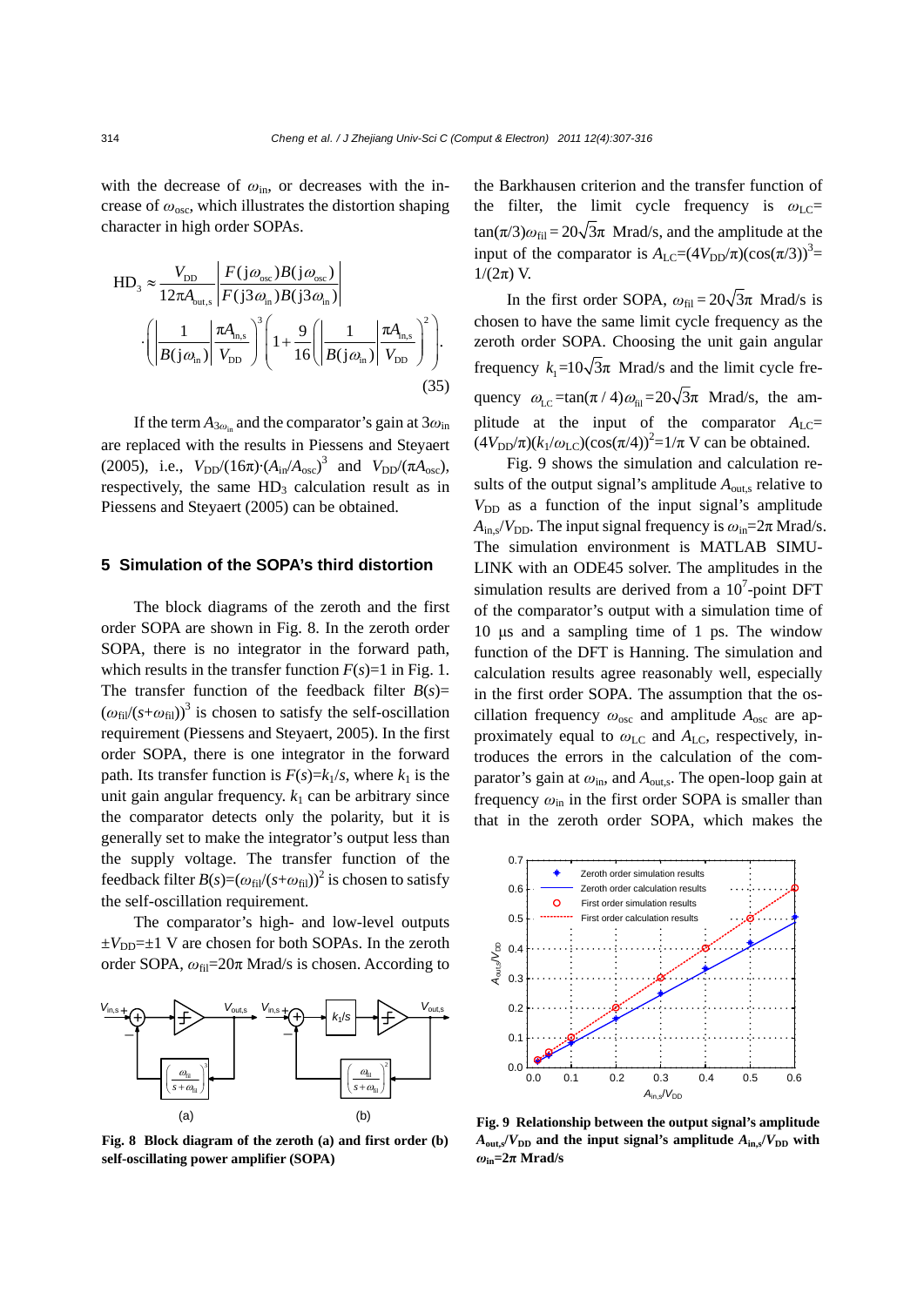with the decrease of $\omega_{in}$, or decreases with the increase of $\omega_{osc}$, which illustrates the distortion shaping character in high order SOPAs.

$$\mathrm{HD}_3 \approx \frac{V_{DD}}{12\pi A_{out,s}} \left| \frac{F(j\omega_{osc})B(j\omega_{osc})}{F(j3\omega_{in})B(j3\omega_{in})} \right| \cdot \left( \left| \frac{1}{B(j\omega_{in})} \right| \frac{\pi A_{in,s}}{V_{DD}} \right)^3 \left( 1 + \frac{9}{16} \left( \left| \frac{1}{B(j\omega_{in})} \right| \frac{\pi A_{in,s}}{V_{DD}} \right)^2 \right). \tag{35}$$

If the term $A_{3\omega_{in}}$ and the comparator's gain at $3\omega_{in}$ are replaced with the results in Piessens and Steyaert (2005), i.e., $V_{DD}/(16\pi)\cdot(A_{in}/A_{osc})^3$ and $V_{DD}/(\pi A_{osc})$, respectively, the same $\mathrm{HD}_3$ calculation result as in Piessens and Steyaert (2005) can be obtained.

## 5 Simulation of the SOPA's third distortion

The block diagrams of the zeroth and the first order SOPA are shown in Fig. 8. In the zeroth order SOPA, there is no integrator in the forward path, which results in the transfer function $F(s)=1$ in Fig. 1. The transfer function of the feedback filter $B(s)=(\omega_{fil}/(s+\omega_{fil}))^3$ is chosen to satisfy the self-oscillation requirement (Piessens and Steyaert, 2005). In the first order SOPA, there is one integrator in the forward path. Its transfer function is $F(s)=k_1/s$, where $k_1$ is the unit gain angular frequency. $k_1$ can be arbitrary since the comparator detects only the polarity, but it is generally set to make the integrator's output less than the supply voltage. The transfer function of the feedback filter $B(s)=(\omega_{fil}/(s+\omega_{fil}))^2$ is chosen to satisfy the self-oscillation requirement.

The comparator's high- and low-level outputs $\pm V_{DD}=\pm 1$ V are chosen for both SOPAs. In the zeroth order SOPA, $\omega_{fil}=20\pi$ Mrad/s is chosen. According to the Barkhausen criterion and the transfer function of the filter, the limit cycle frequency is $\omega_{LC}=\tan(\pi/3)\omega_{fil}=20\sqrt{3}\pi$ Mrad/s, and the amplitude at the input of the comparator is $A_{LC}=(4V_{DD}/\pi)(\cos(\pi/3))^3=1/(2\pi)$ V.

In the first order SOPA, $\omega_{fil}=20\sqrt{3}\pi$ Mrad/s is chosen to have the same limit cycle frequency as the zeroth order SOPA. Choosing the unit gain angular frequency $k_1=10\sqrt{3}\pi$ Mrad/s and the limit cycle frequency $\omega_{LC}=\tan(\pi/4)\omega_{fil}=20\sqrt{3}\pi$ Mrad/s, the amplitude at the input of the comparator $A_{LC}=(4V_{DD}/\pi)(k_1/\omega_{LC})(\cos(\pi/4))^2=1/\pi$ V can be obtained.

Fig. 9 shows the simulation and calculation results of the output signal's amplitude $A_{out,s}$ relative to $V_{DD}$ as a function of the input signal's amplitude $A_{in,s}/V_{DD}$. The input signal frequency is $\omega_{in}=2\pi$ Mrad/s. The simulation environment is MATLAB SIMULINK with an ODE45 solver. The amplitudes in the simulation results are derived from a $10^7$-point DFT of the comparator's output with a simulation time of 10 μs and a sampling time of 1 ps. The window function of the DFT is Hanning. The simulation and calculation results agree reasonably well, especially in the first order SOPA. The assumption that the oscillation frequency $\omega_{osc}$ and amplitude $A_{osc}$ are approximately equal to $\omega_{LC}$ and $A_{LC}$, respectively, introduces the errors in the calculation of the comparator's gain at $\omega_{in}$, and $A_{out,s}$. The open-loop gain at frequency $\omega_{in}$ in the first order SOPA is smaller than that in the zeroth order SOPA, which makes the

**Fig. 8 Block diagram of the zeroth (a) and first order (b) self-oscillating power amplifier (SOPA)**

**Fig. 9 Relationship between the output signal's amplitude $A_{out,s}/V_{DD}$ and the input signal's amplitude $A_{in,s}/V_{DD}$ with $\omega_{in}=2\pi$ Mrad/s**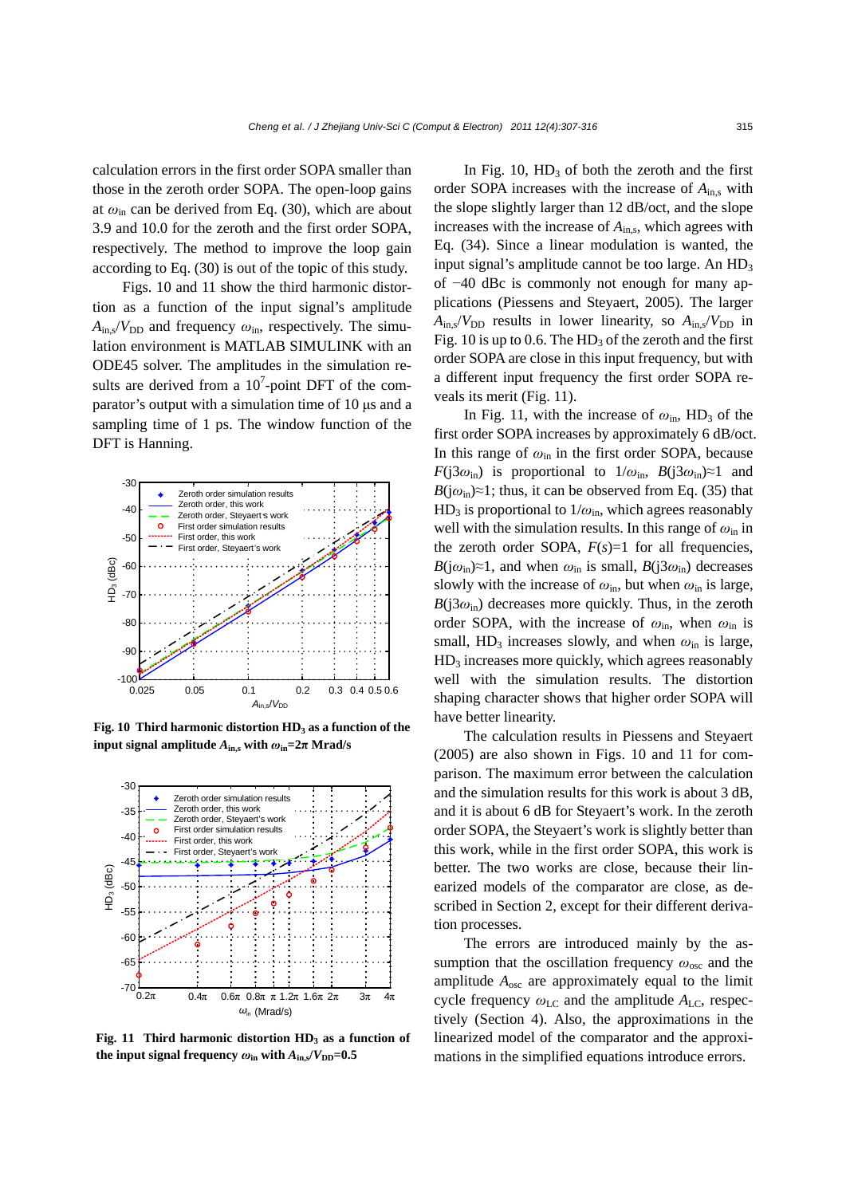calculation errors in the first order SOPA smaller than those in the zeroth order SOPA. The open-loop gains at $\omega_{in}$ can be derived from Eq. (30), which are about 3.9 and 10.0 for the zeroth and the first order SOPA, respectively. The method to improve the loop gain according to Eq. (30) is out of the topic of this study.

Figs. 10 and 11 show the third harmonic distortion as a function of the input signal's amplitude $A_{in,s}/V_{DD}$ and frequency $\omega_{in}$, respectively. The simulation environment is MATLAB SIMULINK with an ODE45 solver. The amplitudes in the simulation results are derived from a $10^7$-point DFT of the comparator's output with a simulation time of 10 μs and a sampling time of 1 ps. The window function of the DFT is Hanning.

**Fig. 10 Third harmonic distortion $HD_3$ as a function of the input signal amplitude $A_{in,s}$ with $\omega_{in}$=2π Mrad/s**

**Fig. 11 Third harmonic distortion $HD_3$ as a function of the input signal frequency $\omega_{in}$ with $A_{in,s}/V_{DD}$=0.5**

In Fig. 10, $HD_3$ of both the zeroth and the first order SOPA increases with the increase of $A_{in,s}$ with the slope slightly larger than 12 dB/oct, and the slope increases with the increase of $A_{in,s}$, which agrees with Eq. (34). Since a linear modulation is wanted, the input signal's amplitude cannot be too large. An $HD_3$ of −40 dBc is commonly not enough for many applications (Piessens and Steyaert, 2005). The larger $A_{in,s}/V_{DD}$ results in lower linearity, so $A_{in,s}/V_{DD}$ in Fig. 10 is up to 0.6. The $HD_3$ of the zeroth and the first order SOPA are close in this input frequency, but with a different input frequency the first order SOPA reveals its merit (Fig. 11).

In Fig. 11, with the increase of $\omega_{in}$, $HD_3$ of the first order SOPA increases by approximately 6 dB/oct. In this range of $\omega_{in}$ in the first order SOPA, because $F(j3\omega_{in})$ is proportional to $1/\omega_{in}$, $B(j3\omega_{in})\approx1$ and $B(j\omega_{in})\approx1$; thus, it can be observed from Eq. (35) that $HD_3$ is proportional to $1/\omega_{in}$, which agrees reasonably well with the simulation results. In this range of $\omega_{in}$ in the zeroth order SOPA, $F(s)$=1 for all frequencies, $B(j\omega_{in})\approx1$, and when $\omega_{in}$ is small, $B(j3\omega_{in})$ decreases slowly with the increase of $\omega_{in}$, but when $\omega_{in}$ is large, $B(j3\omega_{in})$ decreases more quickly. Thus, in the zeroth order SOPA, with the increase of $\omega_{in}$, when $\omega_{in}$ is small, $HD_3$ increases slowly, and when $\omega_{in}$ is large, $HD_3$ increases more quickly, which agrees reasonably well with the simulation results. The distortion shaping character shows that higher order SOPA will have better linearity.

The calculation results in Piessens and Steyaert (2005) are also shown in Figs. 10 and 11 for comparison. The maximum error between the calculation and the simulation results for this work is about 3 dB, and it is about 6 dB for Steyaert's work. In the zeroth order SOPA, the Steyaert's work is slightly better than this work, while in the first order SOPA, this work is better. The two works are close, because their linearized models of the comparator are close, as described in Section 2, except for their different derivation processes.

The errors are introduced mainly by the assumption that the oscillation frequency $\omega_{osc}$ and the amplitude $A_{osc}$ are approximately equal to the limit cycle frequency $\omega_{LC}$ and the amplitude $A_{LC}$, respectively (Section 4). Also, the approximations in the linearized model of the comparator and the approximations in the simplified equations introduce errors.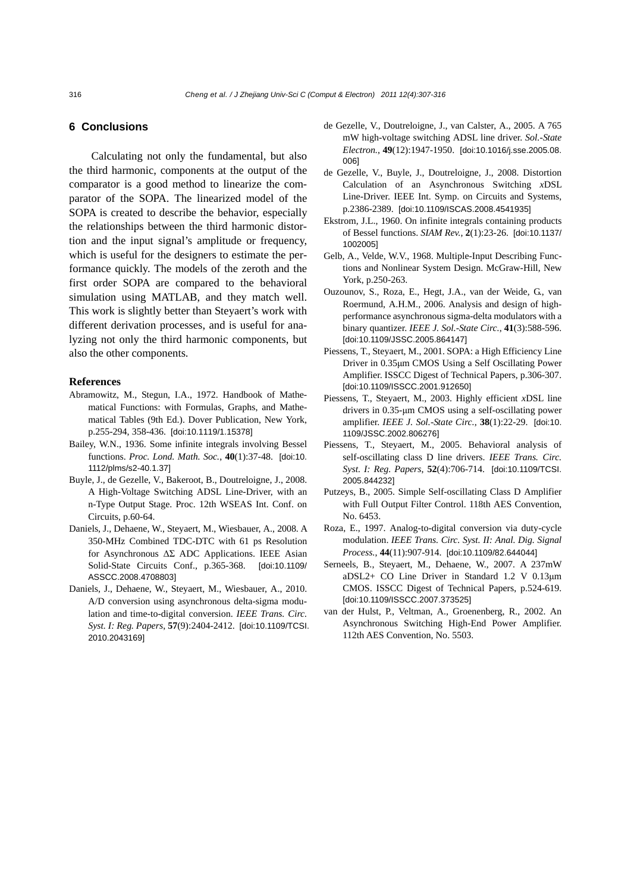## 6 Conclusions

Calculating not only the fundamental, but also the third harmonic, components at the output of the comparator is a good method to linearize the comparator of the SOPA. The linearized model of the SOPA is created to describe the behavior, especially the relationships between the third harmonic distortion and the input signal's amplitude or frequency, which is useful for the designers to estimate the performance quickly. The models of the zeroth and the first order SOPA are compared to the behavioral simulation using MATLAB, and they match well. This work is slightly better than Steyaert's work with different derivation processes, and is useful for analyzing not only the third harmonic components, but also the other components.

### References

Abramowitz, M., Stegun, I.A., 1972. Handbook of Mathematical Functions: with Formulas, Graphs, and Mathematical Tables (9th Ed.). Dover Publication, New York, p.255-294, 358-436. [doi:10.1119/1.15378]

Bailey, W.N., 1936. Some infinite integrals involving Bessel functions. *Proc. Lond. Math. Soc.*, **40**(1):37-48. [doi:10.1112/plms/s2-40.1.37]

Buyle, J., de Gezelle, V., Bakeroot, B., Doutreloigne, J., 2008. A High-Voltage Switching ADSL Line-Driver, with an n-Type Output Stage. Proc. 12th WSEAS Int. Conf. on Circuits, p.60-64.

Daniels, J., Dehaene, W., Steyaert, M., Wiesbauer, A., 2008. A 350-MHz Combined TDC-DTC with 61 ps Resolution for Asynchronous ΔΣ ADC Applications. IEEE Asian Solid-State Circuits Conf., p.365-368. [doi:10.1109/ASSCC.2008.4708803]

Daniels, J., Dehaene, W., Steyaert, M., Wiesbauer, A., 2010. A/D conversion using asynchronous delta-sigma modulation and time-to-digital conversion. *IEEE Trans. Circ. Syst. I: Reg. Papers*, **57**(9):2404-2412. [doi:10.1109/TCSI.2010.2043169]

de Gezelle, V., Doutreloigne, J., van Calster, A., 2005. A 765 mW high-voltage switching ADSL line driver. *Sol.-State Electron.*, **49**(12):1947-1950. [doi:10.1016/j.sse.2005.08.006]

de Gezelle, V., Buyle, J., Doutreloigne, J., 2008. Distortion Calculation of an Asynchronous Switching *x*DSL Line-Driver. IEEE Int. Symp. on Circuits and Systems, p.2386-2389. [doi:10.1109/ISCAS.2008.4541935]

Ekstrom, J.L., 1960. On infinite integrals containing products of Bessel functions. *SIAM Rev.*, **2**(1):23-26. [doi:10.1137/1002005]

Gelb, A., Velde, W.V., 1968. Multiple-Input Describing Functions and Nonlinear System Design. McGraw-Hill, New York, p.250-263.

Ouzounov, S., Roza, E., Hegt, J.A., van der Weide, G., van Roermund, A.H.M., 2006. Analysis and design of high-performance asynchronous sigma-delta modulators with a binary quantizer. *IEEE J. Sol.-State Circ.*, **41**(3):588-596. [doi:10.1109/JSSC.2005.864147]

Piessens, T., Steyaert, M., 2001. SOPA: a High Efficiency Line Driver in 0.35μm CMOS Using a Self Oscillating Power Amplifier. ISSCC Digest of Technical Papers, p.306-307. [doi:10.1109/ISSCC.2001.912650]

Piessens, T., Steyaert, M., 2003. Highly efficient *x*DSL line drivers in 0.35-μm CMOS using a self-oscillating power amplifier. *IEEE J. Sol.-State Circ.*, **38**(1):22-29. [doi:10.1109/JSSC.2002.806276]

Piessens, T., Steyaert, M., 2005. Behavioral analysis of self-oscillating class D line drivers. *IEEE Trans. Circ. Syst. I: Reg. Papers*, **52**(4):706-714. [doi:10.1109/TCSI.2005.844232]

Putzeys, B., 2005. Simple Self-oscillating Class D Amplifier with Full Output Filter Control. 118th AES Convention, No. 6453.

Roza, E., 1997. Analog-to-digital conversion via duty-cycle modulation. *IEEE Trans. Circ. Syst. II: Anal. Dig. Signal Process.*, **44**(11):907-914. [doi:10.1109/82.644044]

Serneels, B., Steyaert, M., Dehaene, W., 2007. A 237mW aDSL2+ CO Line Driver in Standard 1.2 V 0.13μm CMOS. ISSCC Digest of Technical Papers, p.524-619. [doi:10.1109/ISSCC.2007.373525]

van der Hulst, P., Veltman, A., Groenenberg, R., 2002. An Asynchronous Switching High-End Power Amplifier. 112th AES Convention, No. 5503.